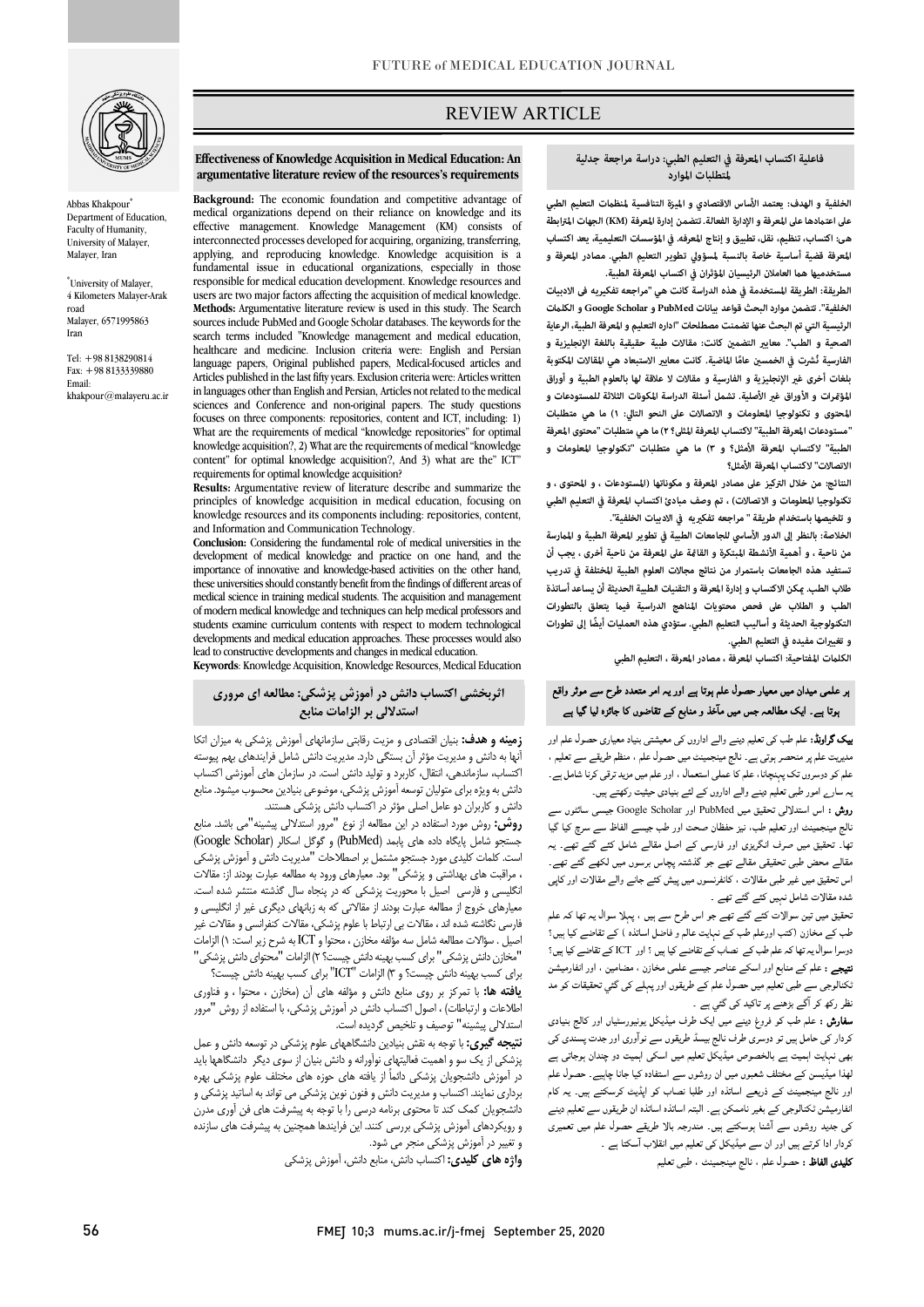FUTURE of MEDICAL EDUCATION JOURNAL

# REVIEW ARTICLE

Abbas Khakpour[*]
Department of Education, Faculty of Humanity, University of Malayer, Malayer, Iran

[*]University of Malayer, 4 Kilometers Malayer-Arak road
Malayer, 6571995863
Iran

Tel: +98 8138290814
Fax: +98 8133339880
Email: khakpour@malayeru.ac.ir

## Effectiveness of Knowledge Acquisition in Medical Education: An argumentative literature review of the resource's requirements

**Background:** The economic foundation and competitive advantage of medical organizations depend on their reliance on knowledge and its effective management. Knowledge Management (KM) consists of interconnected processes developed for acquiring, organizing, transferring, applying, and reproducing knowledge. Knowledge acquisition is a fundamental issue in educational organizations, especially in those responsible for medical education development. Knowledge resources and users are two major factors affecting the acquisition of medical knowledge.

**Methods:** Argumentative literature review is used in this study. The Search sources include PubMed and Google Scholar databases. The keywords for the search terms included "Knowledge management and medical education, healthcare and medicine. Inclusion criteria were: English and Persian language papers, Original published papers, Medical-focused articles and Articles published in the last fifty years. Exclusion criteria were: Articles written in languages other than English and Persian, Articles not related to the medical sciences and Conference and non-original papers. The study questions focuses on three components: repositories, content and ICT, including: 1) What are the requirements of medical "knowledge repositories" for optimal knowledge acquisition?, 2) What are the requirements of medical "knowledge content" for optimal knowledge acquisition?, And 3) what are the" ICT" requirements for optimal knowledge acquisition?

**Results:** Argumentative review of literature describe and summarize the principles of knowledge acquisition in medical education, focusing on knowledge resources and its components including: repositories, content, and Information and Communication Technology.

**Conclusion:** Considering the fundamental role of medical universities in the development of medical knowledge and practice on one hand, and the importance of innovative and knowledge-based activities on the other hand, these universities should constantly benefit from the findings of different areas of medical science in training medical students. The acquisition and management of modern medical knowledge and techniques can help medical professors and students examine curriculum contents with respect to modern technological developments and medical education approaches. These processes would also lead to constructive developments and changes in medical education.

**Keywords**: Knowledge Acquisition, Knowledge Resources, Medical Education

## فاعلية اكتساب المعرفة في التعليم الطبي: دراسة مراجعة جدلية لمتطلبات الموارد

**الخلفية و الهدف:** يعتمد الأساس الاقتصادي و الميزة التنافسية لمنظمات التعليم الطبي على اعتمادها على المعرفة و الإدارة الفعالة. تتضمن إدارة المعرفة (KM) الجهات المترابطة هي: اكتساب، تنظيم، نقل، تطبيق و إنتاج المعرفة. في المؤسسات التعليمية، يعد اكتساب المعرفة قضية أساسية خاصة بالنسبة لمسؤولي تطوير التعليم الطبي. مصادر المعرفة و مستخدميها هما العاملان الرئيسيان المؤثران في اكتساب المعرفة الطبية.

**الطريقة:** الطريقة المستخدمة في هذه الدراسة كانت هي "مراجعه تفكيريه فى الادبيات الخلفية". تتضمن موارد البحث قواعد بيانات PubMed و Google Scholar و الكلمات الرئيسية التي تم البحث عنها تضمنت مصطلحات "اداره التعليم و المعرفة الطبية، الرعاية الصحية و الطب". معايير التضمين كانت: مقالات طبية حقيقية باللغة الإنجليزية و الفارسية نُشرت في الخمسين عامًا الماضية. كانت معايير الاستبعاد هي المقالات المكتوبة بلغات أخرى غير الإنجليزية و الفارسية و مقالات لا علاقة لها بالعلوم الطبية و أوراق المؤتمرات و الأوراق غير الأصلية. تشمل أسئلة الدراسة المكونات الثلاثة للمستودعات و المحتوى و تكنولوجيا المعلومات و الاتصالات على النحو التالي: 1) ما هي متطلبات "مستودعات المعرفة الطبية" لاكتساب المعرفة الأمثل؟ 2) ما هي متطلبات "محتوى المعرفة الطبية" لاكتساب المعرفة الأمثل؟ و 3) ما هي متطلبات "تكنولوجيا المعلومات و الاتصالات" لاكتساب المعرفة الأمثل؟

**النتائج:** من خلال التركيز على مصادر المعرفة و مكوناتها (المستودعات ، و المحتوى ، و تكنولوجيا المعلومات و الاتصالات) ، تم وصف مبادئ اكتساب المعرفة في التعليم الطبي و تلخيصها باستخدام طريقة " مراجعه تفكيريه في الادبيات الخلفية".

**الخلاصة:** بالنظر إلى الدور الأساسي للجامعات الطبية في تطوير المعرفة الطبية و الممارسة من ناحية ، و أهمية الأنشطة المبتكرة و القائمة على المعرفة من ناحية أخرى ، يجب أن تستفيد هذه الجامعات باستمرار من نتائج مجالات العلوم الطبية المختلفة في تدريب طلاب الطب. يمكن الاكتساب و إدارة المعرفة و التقنيات الطبية الحديثة أن يساعد أساتذة الطب و الطلاب على فحص محتويات المناهج الدراسية فيما يتعلق بالتطورات التكنولوجية الحديثة و أساليب التعليم الطبي. ستؤدي هذه العمليات أيضًا إلى تطورات و تغييرات مفيده في التعليم الطبي.

**الكلمات المفتاحية:** اكتساب المعرفة ، مصادر المعرفة ، التعليم الطبي

## اثربخشی اکتساب دانش در آموزش پزشکی: مطالعه ای مروری استدلالی بر الزامات منابع

**زمینه و هدف:** بنیان اقتصادی و مزیت رقابتی سازمانهای آموزش پزشکی به میزان اتکا آنها به دانش و مدیریت مؤثر آن بستگی دارد. مدیریت دانش شامل فرایندهای بهم پیوسته اکتساب، سازماندهی، انتقال، کاربرد و تولید دانش است. در سازمان های آموزشی اکتساب دانش به ویژه برای متولیان توسعه آموزش پزشکی، موضوعی بنیادین محسوب میشود. منابع دانش و کاربران دو عامل اصلی مؤثر در اکتساب دانش پزشکی هستند.

**روش:** روش مورد استفاده در این مطالعه از نوع "مرور استدلالی پیشینه"می باشد. منابع جستجو شامل پایگاه داده های پابمد (PubMed) و گوگل اسکالر (Google Scholar) است. کلمات کلیدی مورد جستجو مشتمل بر اصطلاحات "مدیریت دانش و آموزش پزشکی ، مراقبت های بهداشتی و پزشکی" بود. معیارهای ورود به مطالعه عبارت بودند از: مقالات انگلیسی و فارسی اصیل با محوریت پزشکی که در پنجاه سال گذشته منتشر شده است. معیارهای خروج از مطالعه عبارت بودند از مقالاتی که به زبانهای دیگری غیر از انگلیسی و فارسی نگاشته شده اند ، مقالات بی ارتباط با علوم پزشکی، مقالات کنفرانسی و مقالات غیر اصیل . سؤالات مطالعه شامل سه مؤلفه مخازن ، محتوا و ICT به شرح زیر است: 1) الزامات "مخازن دانش پزشکی" برای کسب بهینه دانش چیست؟ 2) الزامات "محتوای دانش پزشکی" برای کسب بهینه دانش چیست؟ و 3) الزامات "ICT" برای کسب بهینه دانش چیست؟

**یافته ها:** با تمرکز بر روی منابع دانش و مؤلفه های آن (مخازن ، محتوا ، و فناوری اطلاعات و ارتباطات) ، اصول اکتساب دانش در آموزش پزشکی، با استفاده از روش "مرور استدلالی پیشینه" توصیف و تلخیص گردیده است.

**نتیجه گیری:** با توجه به نقش بنیادین دانشگاههای علوم پزشکی در توسعه دانش و عمل پزشکی از یک سو و اهمیت فعالیتهای نوآورانه و دانش بنیان از سوی دیگر دانشگاهها باید در آموزش دانشجویان پزشکی دائماً از یافته های حوزه های مختلف علوم پزشکی بهره برداری نمایند. اکتساب و مدیریت دانش و فنون نوین پزشکی می تواند به اساتید پزشکی و دانشجویان کمک کند تا محتوای برنامه درسی را با توجه به پیشرفت های فن آوری مدرن و رویکردهای آموزش پزشکی بررسی کنند. این فرایندها همچنین به پیشرفت های سازنده و تغییر در آموزش پزشکی منجر می شود.

**واژه های کلیدی:** اکتساب دانش، منابع دانش، آموزش پزشکی

## ہر علمی میدان میں معیار حصول علم ہوتا ہے اور یہ امر متعدد طرح سے موثر واقع ہوتا ہے۔ ایک مطالعہ جس میں مآخذ و منابع کے تقاضوں کا جائزہ لیا گیا ہے

**بیک گراونڈ:** علم طب کی تعلیم دینے والے اداروں کی معیشتی بنیاد معیاری حصول علم اور مدیریت علم پر منحصر ہوتی ہے۔ نالج مینجمینٹ میں حصول علم ، منظم طریقے سے تعلیم ، علم کو دوسروں تک پہنچانا، علم کا عملی استعمال ، اور علم میں مزید ترقی کرنا شامل ہے۔ یہ سارے امور طبی تعلیم دینے والے اداروں کے لئے بنیادی حیثیت رکھتے ہیں۔

**روش :** اس استدلالی تحقیق میں PubMed اور Google Scholar جیسی سائٹوں سے نالج مینجمینٹ اور تعلیم طب، نیز حفظان صحت اور طب جیسے الفاظ سے سرچ کیا گیا تھا۔ تحقیق میں صرف انگریزی اور فارسی کے اصل مقالے شامل کئے گئے تھے۔ یہ مقالے محض طبی تحقیقی مقالے تھے جو گذشتہ پچاس برسوں میں لکھے گئے تھے۔ اس تحقیق میں غیر طبی مقالے ، کانفرنسوں میں پیش کئے جانے والے مقالات اور کاپی شدہ مقالات شامل نہیں کئے گئے تھے ۔

تحقیق میں تین سوالات کئے گئے تھے جو اس طرح سے ہیں ، پہلا سوال یہ تھا کہ علم طب کے مخازن (کتب اورعلم طب کے نہایت عالم و فاضل اساتذہ ) کے تقاضے کیا ہیں؟ دوسرا سوال یہ تھا کہ علم طب کے نصاب کے تقاضے کیا ہیں ؟ اور ICT کے تقاضے کیا ہیں؟

**نتیجے :** علم کے منابع اور اسکے عناصر جیسے علمی مخازن ، مضامین ، اور انفارمیشن ٹکنالوجی سے طبی تعلیم میں حصول علم کے طریقوں اور پہلے کی گئي تحقیقات کو مد نظر رکھ کر آگے بڑھنے پر تاکید کی گئي ہے ۔

**سفارش :** علم طب کو فروغ دینے میں ایک طرف میڈیکل یونیورسٹیاں اور کالج بنیادی کردار کی حامل ہیں تو دوسری طرف نالج بیسڈ طریقوں سے نوآوری اور جدت پسندی کی بھی نہایت اہمیت ہے بالخصوص میڈیکل تعلیم میں اسکی اہمیت دو چنداں ہوجاتی ہے لھذا میڈیسن کے مختلف شعبوں میں ان روشوں سے استفادہ کیا جانا چاہیے۔ حصول علم اور نالج مینجمینٹ کے ذریعے اساتذہ اور طلبا نصاب کو اپڈیٹ کرسکتے ہیں۔ یہ کام انفارمیشن ٹکنالوجی کے بغیر ناممکن ہے۔ البتہ اساتذہ اسا تذہ ان طریقوں سے تعلیم دینے کی جدید روشوں سے آشنا ہوسکتے ہیں۔ مندرجہ بالا طریقے حصول علم میں تعمیری کردار ادا کرتے ہیں اور ان سے میڈیکل کی تعلیم میں انقلاب آسکتا ہے ۔

**کلیدی الفاظ :** حصول علم ، نالج مینجمینٹ ، طبی تعلیم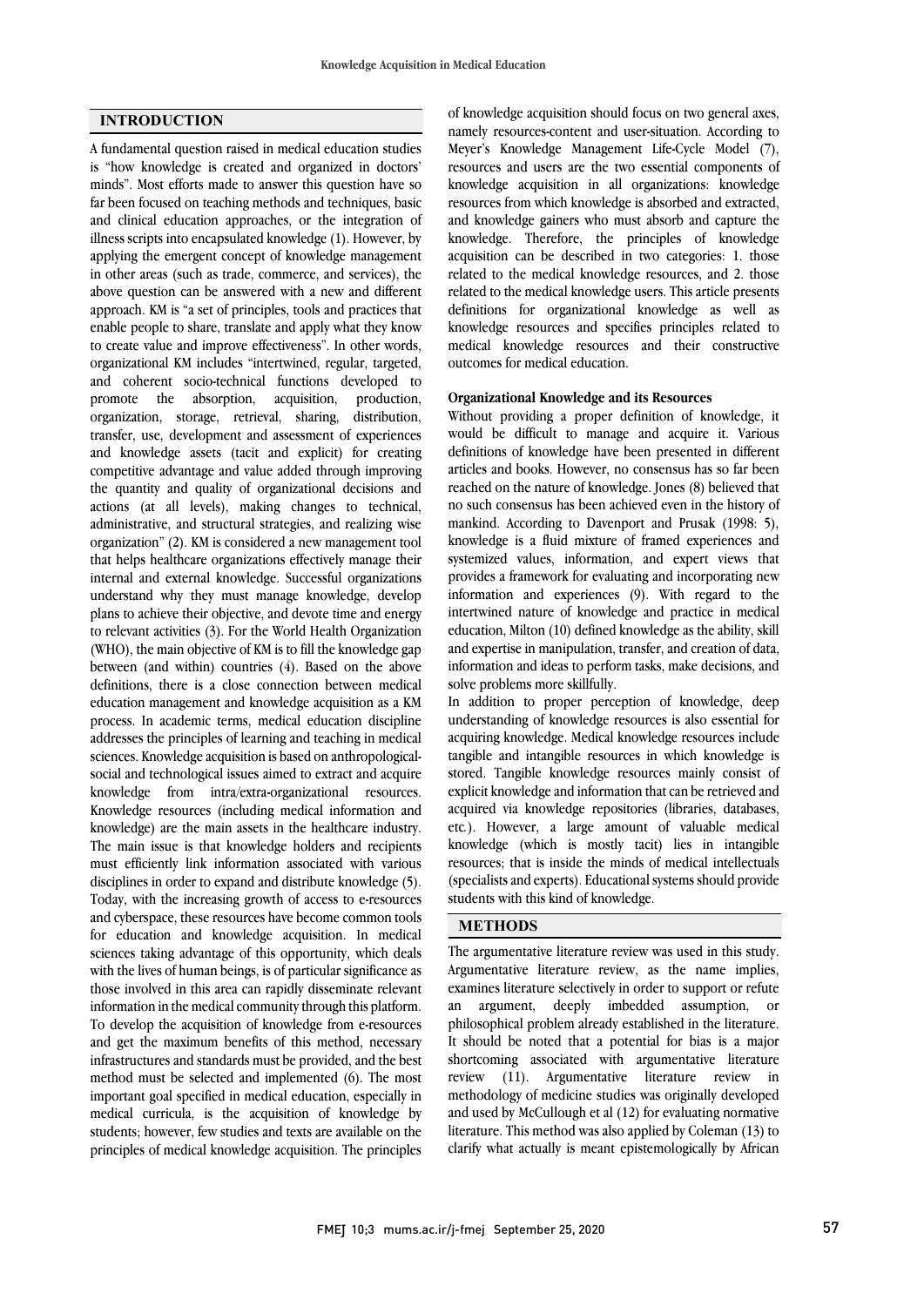## INTRODUCTION

A fundamental question raised in medical education studies is "how knowledge is created and organized in doctors' minds". Most efforts made to answer this question have so far been focused on teaching methods and techniques, basic and clinical education approaches, or the integration of illness scripts into encapsulated knowledge (1). However, by applying the emergent concept of knowledge management in other areas (such as trade, commerce, and services), the above question can be answered with a new and different approach. KM is "a set of principles, tools and practices that enable people to share, translate and apply what they know to create value and improve effectiveness". In other words, organizational KM includes "intertwined, regular, targeted, and coherent socio-technical functions developed to promote the absorption, acquisition, production, organization, storage, retrieval, sharing, distribution, transfer, use, development and assessment of experiences and knowledge assets (tacit and explicit) for creating competitive advantage and value added through improving the quantity and quality of organizational decisions and actions (at all levels), making changes to technical, administrative, and structural strategies, and realizing wise organization" (2). KM is considered a new management tool that helps healthcare organizations effectively manage their internal and external knowledge. Successful organizations understand why they must manage knowledge, develop plans to achieve their objective, and devote time and energy to relevant activities (3). For the World Health Organization (WHO), the main objective of KM is to fill the knowledge gap between (and within) countries (4). Based on the above definitions, there is a close connection between medical education management and knowledge acquisition as a KM process. In academic terms, medical education discipline addresses the principles of learning and teaching in medical sciences. Knowledge acquisition is based on anthropological-social and technological issues aimed to extract and acquire knowledge from intra/extra-organizational resources. Knowledge resources (including medical information and knowledge) are the main assets in the healthcare industry. The main issue is that knowledge holders and recipients must efficiently link information associated with various disciplines in order to expand and distribute knowledge (5). Today, with the increasing growth of access to e-resources and cyberspace, these resources have become common tools for education and knowledge acquisition. In medical sciences taking advantage of this opportunity, which deals with the lives of human beings, is of particular significance as those involved in this area can rapidly disseminate relevant information in the medical community through this platform. To develop the acquisition of knowledge from e-resources and get the maximum benefits of this method, necessary infrastructures and standards must be provided, and the best method must be selected and implemented (6). The most important goal specified in medical education, especially in medical curricula, is the acquisition of knowledge by students; however, few studies and texts are available on the principles of medical knowledge acquisition. The principles of knowledge acquisition should focus on two general axes, namely resources-content and user-situation. According to Meyer's Knowledge Management Life-Cycle Model (7), resources and users are the two essential components of knowledge acquisition in all organizations: knowledge resources from which knowledge is absorbed and extracted, and knowledge gainers who must absorb and capture the knowledge. Therefore, the principles of knowledge acquisition can be described in two categories: 1. those related to the medical knowledge resources, and 2. those related to the medical knowledge users. This article presents definitions for organizational knowledge as well as knowledge resources and specifies principles related to medical knowledge resources and their constructive outcomes for medical education.

### Organizational Knowledge and its Resources

Without providing a proper definition of knowledge, it would be difficult to manage and acquire it. Various definitions of knowledge have been presented in different articles and books. However, no consensus has so far been reached on the nature of knowledge. Jones (8) believed that no such consensus has been achieved even in the history of mankind. According to Davenport and Prusak (1998: 5), knowledge is a fluid mixture of framed experiences and systemized values, information, and expert views that provides a framework for evaluating and incorporating new information and experiences (9). With regard to the intertwined nature of knowledge and practice in medical education, Milton (10) defined knowledge as the ability, skill and expertise in manipulation, transfer, and creation of data, information and ideas to perform tasks, make decisions, and solve problems more skillfully.

In addition to proper perception of knowledge, deep understanding of knowledge resources is also essential for acquiring knowledge. Medical knowledge resources include tangible and intangible resources in which knowledge is stored. Tangible knowledge resources mainly consist of explicit knowledge and information that can be retrieved and acquired via knowledge repositories (libraries, databases, etc.). However, a large amount of valuable medical knowledge (which is mostly tacit) lies in intangible resources; that is inside the minds of medical intellectuals (specialists and experts). Educational systems should provide students with this kind of knowledge.

## METHODS

The argumentative literature review was used in this study. Argumentative literature review, as the name implies, examines literature selectively in order to support or refute an argument, deeply imbedded assumption, or philosophical problem already established in the literature. It should be noted that a potential for bias is a major shortcoming associated with argumentative literature review (11). Argumentative literature review in methodology of medicine studies was originally developed and used by McCullough et al (12) for evaluating normative literature. This method was also applied by Coleman (13) to clarify what actually is meant epistemologically by African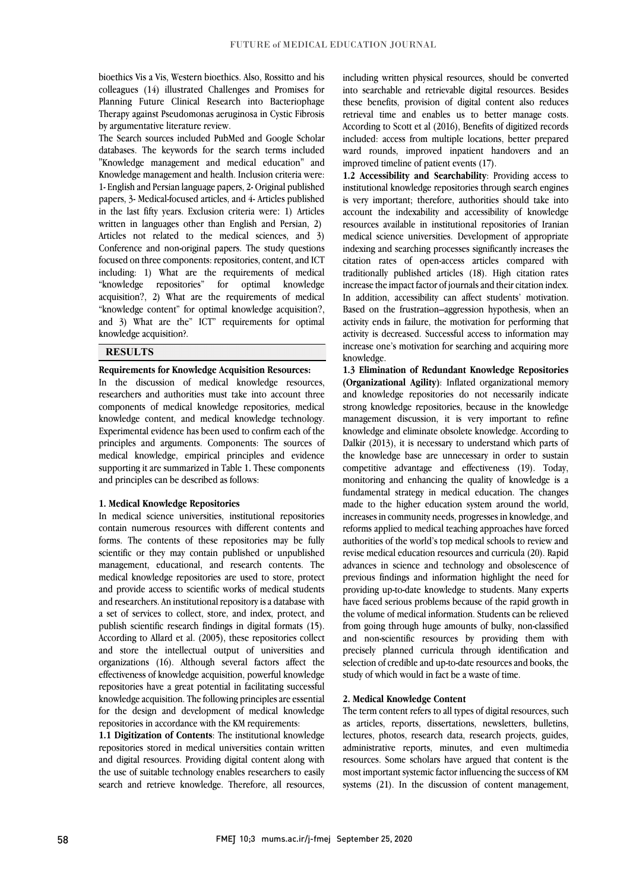bioethics Vis a Vis, Western bioethics. Also, Rossitto and his colleagues (14) illustrated Challenges and Promises for Planning Future Clinical Research into Bacteriophage Therapy against Pseudomonas aeruginosa in Cystic Fibrosis by argumentative literature review.

The Search sources included PubMed and Google Scholar databases. The keywords for the search terms included "Knowledge management and medical education" and Knowledge management and health. Inclusion criteria were: 1- English and Persian language papers, 2- Original published papers, 3- Medical-focused articles, and 4- Articles published in the last fifty years. Exclusion criteria were: 1) Articles written in languages other than English and Persian, 2) Articles not related to the medical sciences, and 3) Conference and non-original papers. The study questions focused on three components: repositories, content, and ICT including: 1) What are the requirements of medical "knowledge repositories" for optimal knowledge acquisition?, 2) What are the requirements of medical "knowledge content" for optimal knowledge acquisition?, and 3) What are the" ICT" requirements for optimal knowledge acquisition?.

## RESULTS

**Requirements for Knowledge Acquisition Resources:**

In the discussion of medical knowledge resources, researchers and authorities must take into account three components of medical knowledge repositories, medical knowledge content, and medical knowledge technology. Experimental evidence has been used to confirm each of the principles and arguments. Components: The sources of medical knowledge, empirical principles and evidence supporting it are summarized in Table 1. These components and principles can be described as follows:

### 1. Medical Knowledge Repositories

In medical science universities, institutional repositories contain numerous resources with different contents and forms. The contents of these repositories may be fully scientific or they may contain published or unpublished management, educational, and research contents. The medical knowledge repositories are used to store, protect and provide access to scientific works of medical students and researchers. An institutional repository is a database with a set of services to collect, store, and index, protect, and publish scientific research findings in digital formats (15). According to Allard et al. (2005), these repositories collect and store the intellectual output of universities and organizations (16). Although several factors affect the effectiveness of knowledge acquisition, powerful knowledge repositories have a great potential in facilitating successful knowledge acquisition. The following principles are essential for the design and development of medical knowledge repositories in accordance with the KM requirements:

**1.1 Digitization of Contents**: The institutional knowledge repositories stored in medical universities contain written and digital resources. Providing digital content along with the use of suitable technology enables researchers to easily search and retrieve knowledge. Therefore, all resources, including written physical resources, should be converted into searchable and retrievable digital resources. Besides these benefits, provision of digital content also reduces retrieval time and enables us to better manage costs. According to Scott et al (2016), Benefits of digitized records included: access from multiple locations, better prepared ward rounds, improved inpatient handovers and an improved timeline of patient events (17).

**1.2 Accessibility and Searchability**: Providing access to institutional knowledge repositories through search engines is very important; therefore, authorities should take into account the indexability and accessibility of knowledge resources available in institutional repositories of Iranian medical science universities. Development of appropriate indexing and searching processes significantly increases the citation rates of open-access articles compared with traditionally published articles (18). High citation rates increase the impact factor of journals and their citation index. In addition, accessibility can affect students' motivation. Based on the frustration–aggression hypothesis, when an activity ends in failure, the motivation for performing that activity is decreased. Successful access to information may increase one's motivation for searching and acquiring more knowledge.

**1.3 Elimination of Redundant Knowledge Repositories (Organizational Agility)**: Inflated organizational memory and knowledge repositories do not necessarily indicate strong knowledge repositories, because in the knowledge management discussion, it is very important to refine knowledge and eliminate obsolete knowledge. According to Dalkir (2013), it is necessary to understand which parts of the knowledge base are unnecessary in order to sustain competitive advantage and effectiveness (19). Today, monitoring and enhancing the quality of knowledge is a fundamental strategy in medical education. The changes made to the higher education system around the world, increases in community needs, progresses in knowledge, and reforms applied to medical teaching approaches have forced authorities of the world's top medical schools to review and revise medical education resources and curricula (20). Rapid advances in science and technology and obsolescence of previous findings and information highlight the need for providing up-to-date knowledge to students. Many experts have faced serious problems because of the rapid growth in the volume of medical information. Students can be relieved from going through huge amounts of bulky, non-classified and non-scientific resources by providing them with precisely planned curricula through identification and selection of credible and up-to-date resources and books, the study of which would in fact be a waste of time.

### 2. Medical Knowledge Content

The term content refers to all types of digital resources, such as articles, reports, dissertations, newsletters, bulletins, lectures, photos, research data, research projects, guides, administrative reports, minutes, and even multimedia resources. Some scholars have argued that content is the most important systemic factor influencing the success of KM systems (21). In the discussion of content management,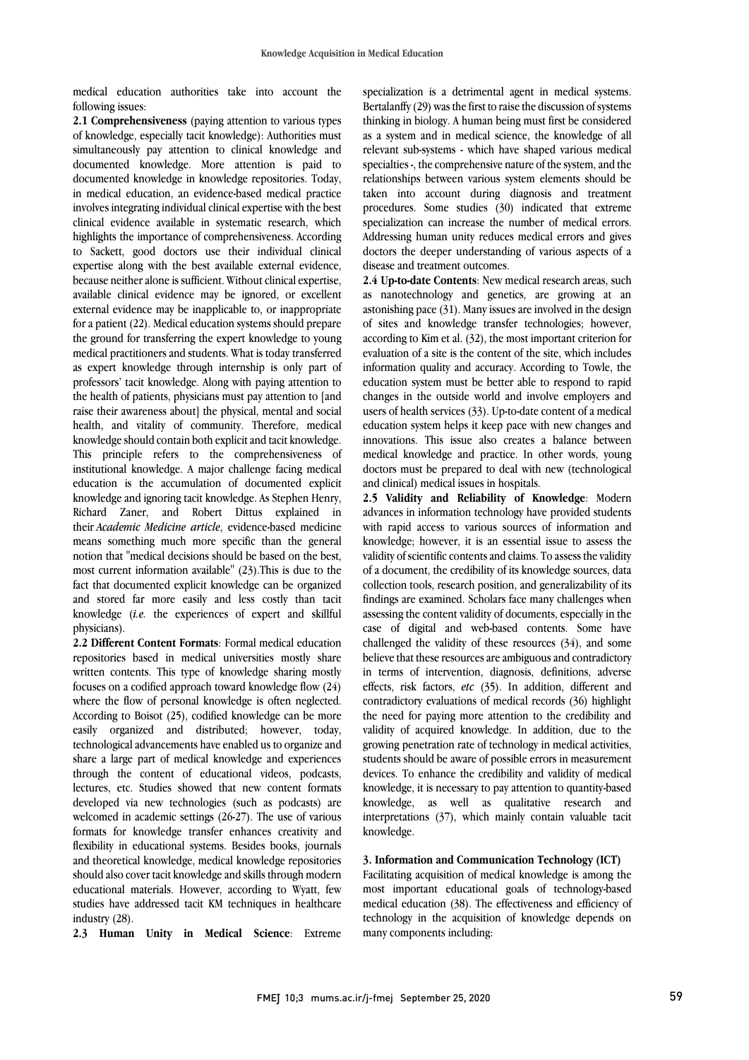medical education authorities take into account the following issues:

**2.1 Comprehensiveness** (paying attention to various types of knowledge, especially tacit knowledge): Authorities must simultaneously pay attention to clinical knowledge and documented knowledge. More attention is paid to documented knowledge in knowledge repositories. Today, in medical education, an evidence-based medical practice involves integrating individual clinical expertise with the best clinical evidence available in systematic research, which highlights the importance of comprehensiveness. According to Sackett, good doctors use their individual clinical expertise along with the best available external evidence, because neither alone is sufficient. Without clinical expertise, available clinical evidence may be ignored, or excellent external evidence may be inapplicable to, or inappropriate for a patient (22). Medical education systems should prepare the ground for transferring the expert knowledge to young medical practitioners and students. What is today transferred as expert knowledge through internship is only part of professors' tacit knowledge. Along with paying attention to the health of patients, physicians must pay attention to [and raise their awareness about] the physical, mental and social health, and vitality of community. Therefore, medical knowledge should contain both explicit and tacit knowledge. This principle refers to the comprehensiveness of institutional knowledge. A major challenge facing medical education is the accumulation of documented explicit knowledge and ignoring tacit knowledge. As Stephen Henry, Richard Zaner, and Robert Dittus explained in their *Academic Medicine article*, evidence-based medicine means something much more specific than the general notion that "medical decisions should be based on the best, most current information available" (23).This is due to the fact that documented explicit knowledge can be organized and stored far more easily and less costly than tacit knowledge (*i.e.* the experiences of expert and skillful physicians).

**2.2 Different Content Formats**: Formal medical education repositories based in medical universities mostly share written contents. This type of knowledge sharing mostly focuses on a codified approach toward knowledge flow (24) where the flow of personal knowledge is often neglected. According to Boisot (25), codified knowledge can be more easily organized and distributed; however, today, technological advancements have enabled us to organize and share a large part of medical knowledge and experiences through the content of educational videos, podcasts, lectures, etc. Studies showed that new content formats developed via new technologies (such as podcasts) are welcomed in academic settings (26-27). The use of various formats for knowledge transfer enhances creativity and flexibility in educational systems. Besides books, journals and theoretical knowledge, medical knowledge repositories should also cover tacit knowledge and skills through modern educational materials. However, according to Wyatt, few studies have addressed tacit KM techniques in healthcare industry (28).

**2.3 Human Unity in Medical Science**: Extreme specialization is a detrimental agent in medical systems. Bertalanffy (29) was the first to raise the discussion of systems thinking in biology. A human being must first be considered as a system and in medical science, the knowledge of all relevant sub-systems - which have shaped various medical specialties -, the comprehensive nature of the system, and the relationships between various system elements should be taken into account during diagnosis and treatment procedures. Some studies (30) indicated that extreme specialization can increase the number of medical errors. Addressing human unity reduces medical errors and gives doctors the deeper understanding of various aspects of a disease and treatment outcomes.

**2.4 Up-to-date Contents**: New medical research areas, such as nanotechnology and genetics, are growing at an astonishing pace (31). Many issues are involved in the design of sites and knowledge transfer technologies; however, according to Kim et al. (32), the most important criterion for evaluation of a site is the content of the site, which includes information quality and accuracy. According to Towle, the education system must be better able to respond to rapid changes in the outside world and involve employers and users of health services (33). Up-to-date content of a medical education system helps it keep pace with new changes and innovations. This issue also creates a balance between medical knowledge and practice. In other words, young doctors must be prepared to deal with new (technological and clinical) medical issues in hospitals.

**2.5 Validity and Reliability of Knowledge**: Modern advances in information technology have provided students with rapid access to various sources of information and knowledge; however, it is an essential issue to assess the validity of scientific contents and claims. To assess the validity of a document, the credibility of its knowledge sources, data collection tools, research position, and generalizability of its findings are examined. Scholars face many challenges when assessing the content validity of documents, especially in the case of digital and web-based contents. Some have challenged the validity of these resources (34), and some believe that these resources are ambiguous and contradictory in terms of intervention, diagnosis, definitions, adverse effects, risk factors, *etc* (35). In addition, different and contradictory evaluations of medical records (36) highlight the need for paying more attention to the credibility and validity of acquired knowledge. In addition, due to the growing penetration rate of technology in medical activities, students should be aware of possible errors in measurement devices. To enhance the credibility and validity of medical knowledge, it is necessary to pay attention to quantity-based knowledge, as well as qualitative research and interpretations (37), which mainly contain valuable tacit knowledge.

**3. Information and Communication Technology (ICT)**

Facilitating acquisition of medical knowledge is among the most important educational goals of technology-based medical education (38). The effectiveness and efficiency of technology in the acquisition of knowledge depends on many components including: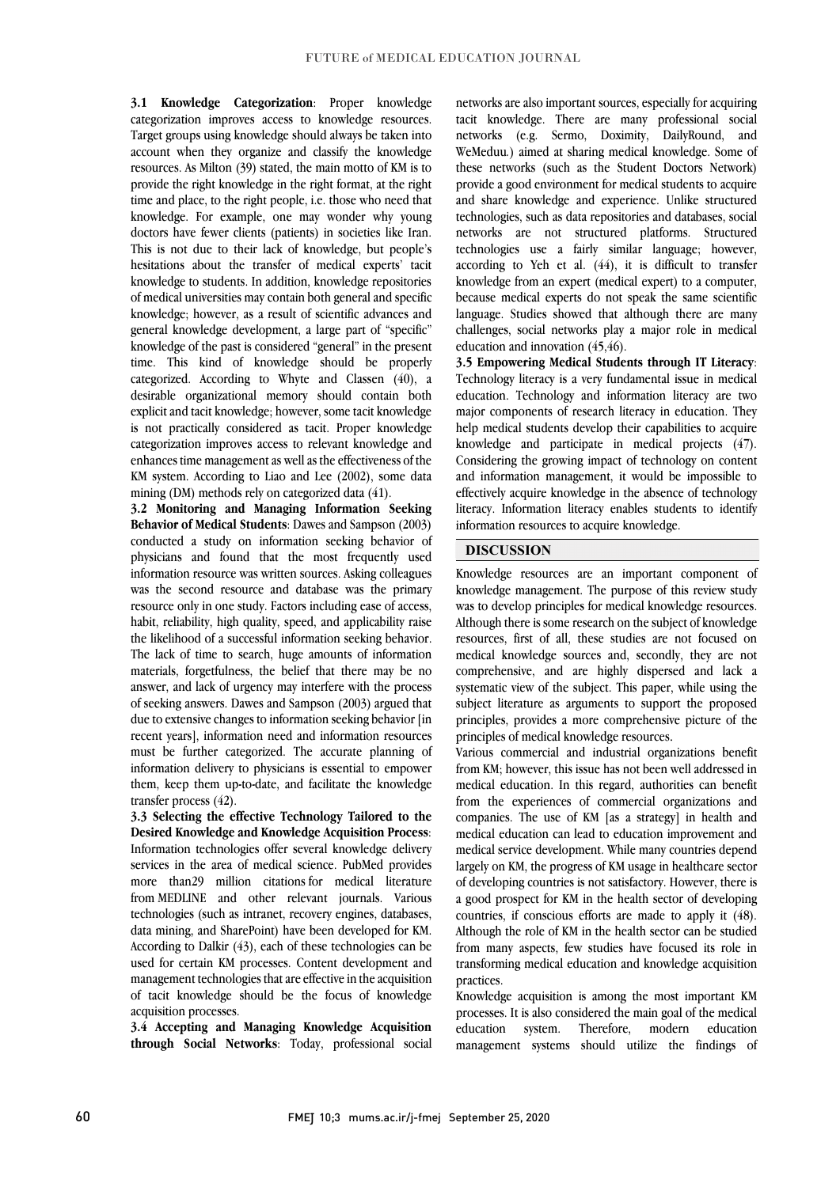**3.1 Knowledge Categorization**: Proper knowledge categorization improves access to knowledge resources. Target groups using knowledge should always be taken into account when they organize and classify the knowledge resources. As Milton (39) stated, the main motto of KM is to provide the right knowledge in the right format, at the right time and place, to the right people, i.e. those who need that knowledge. For example, one may wonder why young doctors have fewer clients (patients) in societies like Iran. This is not due to their lack of knowledge, but people's hesitations about the transfer of medical experts' tacit knowledge to students. In addition, knowledge repositories of medical universities may contain both general and specific knowledge; however, as a result of scientific advances and general knowledge development, a large part of "specific" knowledge of the past is considered "general" in the present time. This kind of knowledge should be properly categorized. According to Whyte and Classen (40), a desirable organizational memory should contain both explicit and tacit knowledge; however, some tacit knowledge is not practically considered as tacit. Proper knowledge categorization improves access to relevant knowledge and enhances time management as well as the effectiveness of the KM system. According to Liao and Lee (2002), some data mining (DM) methods rely on categorized data (41).

**3.2 Monitoring and Managing Information Seeking Behavior of Medical Students**: Dawes and Sampson (2003) conducted a study on information seeking behavior of physicians and found that the most frequently used information resource was written sources. Asking colleagues was the second resource and database was the primary resource only in one study. Factors including ease of access, habit, reliability, high quality, speed, and applicability raise the likelihood of a successful information seeking behavior. The lack of time to search, huge amounts of information materials, forgetfulness, the belief that there may be no answer, and lack of urgency may interfere with the process of seeking answers. Dawes and Sampson (2003) argued that due to extensive changes to information seeking behavior [in recent years], information need and information resources must be further categorized. The accurate planning of information delivery to physicians is essential to empower them, keep them up-to-date, and facilitate the knowledge transfer process (42).

**3.3 Selecting the effective Technology Tailored to the Desired Knowledge and Knowledge Acquisition Process**: Information technologies offer several knowledge delivery services in the area of medical science. PubMed provides more than29 million citations for medical literature from MEDLINE and other relevant journals. Various technologies (such as intranet, recovery engines, databases, data mining, and SharePoint) have been developed for KM. According to Dalkir (43), each of these technologies can be used for certain KM processes. Content development and management technologies that are effective in the acquisition of tacit knowledge should be the focus of knowledge acquisition processes.

**3.4 Accepting and Managing Knowledge Acquisition through Social Networks**: Today, professional social networks are also important sources, especially for acquiring tacit knowledge. There are many professional social networks (e.g. Sermo, Doximity, DailyRound, and WeMeduu.) aimed at sharing medical knowledge. Some of these networks (such as the Student Doctors Network) provide a good environment for medical students to acquire and share knowledge and experience. Unlike structured technologies, such as data repositories and databases, social networks are not structured platforms. Structured technologies use a fairly similar language; however, according to Yeh et al. (44), it is difficult to transfer knowledge from an expert (medical expert) to a computer, because medical experts do not speak the same scientific language. Studies showed that although there are many challenges, social networks play a major role in medical education and innovation (45,46).

**3.5 Empowering Medical Students through IT Literacy**: Technology literacy is a very fundamental issue in medical education. Technology and information literacy are two major components of research literacy in education. They help medical students develop their capabilities to acquire knowledge and participate in medical projects (47). Considering the growing impact of technology on content and information management, it would be impossible to effectively acquire knowledge in the absence of technology literacy. Information literacy enables students to identify information resources to acquire knowledge.

## DISCUSSION

Knowledge resources are an important component of knowledge management. The purpose of this review study was to develop principles for medical knowledge resources. Although there is some research on the subject of knowledge resources, first of all, these studies are not focused on medical knowledge sources and, secondly, they are not comprehensive, and are highly dispersed and lack a systematic view of the subject. This paper, while using the subject literature as arguments to support the proposed principles, provides a more comprehensive picture of the principles of medical knowledge resources.

Various commercial and industrial organizations benefit from KM; however, this issue has not been well addressed in medical education. In this regard, authorities can benefit from the experiences of commercial organizations and companies. The use of KM [as a strategy] in health and medical education can lead to education improvement and medical service development. While many countries depend largely on KM, the progress of KM usage in healthcare sector of developing countries is not satisfactory. However, there is a good prospect for KM in the health sector of developing countries, if conscious efforts are made to apply it (48). Although the role of KM in the health sector can be studied from many aspects, few studies have focused its role in transforming medical education and knowledge acquisition practices.

Knowledge acquisition is among the most important KM processes. It is also considered the main goal of the medical education system. Therefore, modern education management systems should utilize the findings of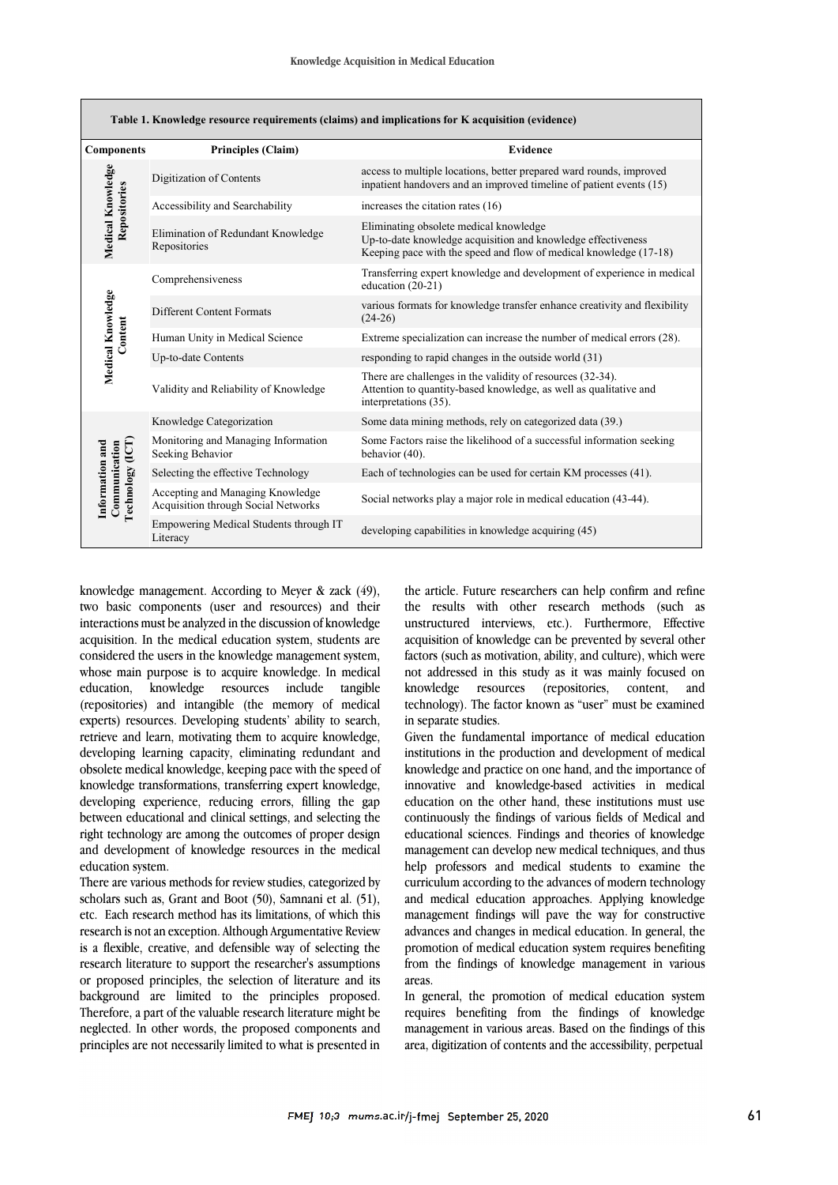**Table 1. Knowledge resource requirements (claims) and implications for K acquisition (evidence)**

| Components | Principles (Claim) | Evidence |
|---|---|---|
| Medical Knowledge Repositories | Digitization of Contents | access to multiple locations, better prepared ward rounds, improved inpatient handovers and an improved timeline of patient events (15) |
| | Accessibility and Searchability | increases the citation rates (16) |
| | Elimination of Redundant Knowledge Repositories | Eliminating obsolete medical knowledge<br>Up-to-date knowledge acquisition and knowledge effectiveness<br>Keeping pace with the speed and flow of medical knowledge (17-18) |
| Medical Knowledge Content | Comprehensiveness | Transferring expert knowledge and development of experience in medical education (20-21) |
| | Different Content Formats | various formats for knowledge transfer enhance creativity and flexibility (24-26) |
| | Human Unity in Medical Science | Extreme specialization can increase the number of medical errors (28). |
| | Up-to-date Contents | responding to rapid changes in the outside world (31) |
| | Validity and Reliability of Knowledge | There are challenges in the validity of resources (32-34).<br>Attention to quantity-based knowledge, as well as qualitative and interpretations (35). |
| Information and Communication Technology (ICT) | Knowledge Categorization | Some data mining methods, rely on categorized data (39.) |
| | Monitoring and Managing Information Seeking Behavior | Some Factors raise the likelihood of a successful information seeking behavior (40). |
| | Selecting the effective Technology | Each of technologies can be used for certain KM processes (41). |
| | Accepting and Managing Knowledge Acquisition through Social Networks | Social networks play a major role in medical education (43-44). |
| | Empowering Medical Students through IT Literacy | developing capabilities in knowledge acquiring (45) |

knowledge management. According to Meyer & zack (49), two basic components (user and resources) and their interactions must be analyzed in the discussion of knowledge acquisition. In the medical education system, students are considered the users in the knowledge management system, whose main purpose is to acquire knowledge. In medical education, knowledge resources include tangible (repositories) and intangible (the memory of medical experts) resources. Developing students' ability to search, retrieve and learn, motivating them to acquire knowledge, developing learning capacity, eliminating redundant and obsolete medical knowledge, keeping pace with the speed of knowledge transformations, transferring expert knowledge, developing experience, reducing errors, filling the gap between educational and clinical settings, and selecting the right technology are among the outcomes of proper design and development of knowledge resources in the medical education system.

There are various methods for review studies, categorized by scholars such as, Grant and Boot (50), Samnani et al. (51), etc. Each research method has its limitations, of which this research is not an exception. Although Argumentative Review is a flexible, creative, and defensible way of selecting the research literature to support the researcher's assumptions or proposed principles, the selection of literature and its background are limited to the principles proposed. Therefore, a part of the valuable research literature might be neglected. In other words, the proposed components and principles are not necessarily limited to what is presented in the article. Future researchers can help confirm and refine the results with other research methods (such as unstructured interviews, etc.). Furthermore, Effective acquisition of knowledge can be prevented by several other factors (such as motivation, ability, and culture), which were not addressed in this study as it was mainly focused on knowledge resources (repositories, content, and technology). The factor known as "user" must be examined in separate studies.

Given the fundamental importance of medical education institutions in the production and development of medical knowledge and practice on one hand, and the importance of innovative and knowledge-based activities in medical education on the other hand, these institutions must use continuously the findings of various fields of Medical and educational sciences. Findings and theories of knowledge management can develop new medical techniques, and thus help professors and medical students to examine the curriculum according to the advances of modern technology and medical education approaches. Applying knowledge management findings will pave the way for constructive advances and changes in medical education. In general, the promotion of medical education system requires benefiting from the findings of knowledge management in various areas.

In general, the promotion of medical education system requires benefiting from the findings of knowledge management in various areas. Based on the findings of this area, digitization of contents and the accessibility, perpetual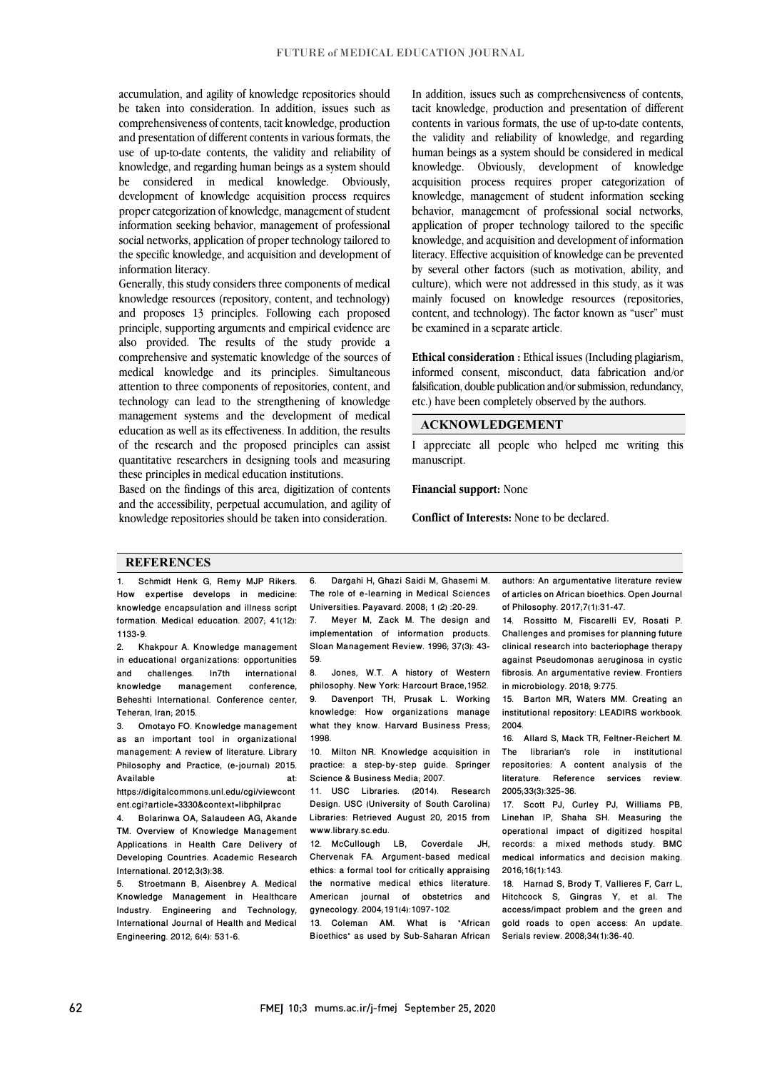accumulation, and agility of knowledge repositories should be taken into consideration. In addition, issues such as comprehensiveness of contents, tacit knowledge, production and presentation of different contents in various formats, the use of up-to-date contents, the validity and reliability of knowledge, and regarding human beings as a system should be considered in medical knowledge. Obviously, development of knowledge acquisition process requires proper categorization of knowledge, management of student information seeking behavior, management of professional social networks, application of proper technology tailored to the specific knowledge, and acquisition and development of information literacy.

Generally, this study considers three components of medical knowledge resources (repository, content, and technology) and proposes 13 principles. Following each proposed principle, supporting arguments and empirical evidence are also provided. The results of the study provide a comprehensive and systematic knowledge of the sources of medical knowledge and its principles. Simultaneous attention to three components of repositories, content, and technology can lead to the strengthening of knowledge management systems and the development of medical education as well as its effectiveness. In addition, the results of the research and the proposed principles can assist quantitative researchers in designing tools and measuring these principles in medical education institutions.

Based on the findings of this area, digitization of contents and the accessibility, perpetual accumulation, and agility of knowledge repositories should be taken into consideration.

In addition, issues such as comprehensiveness of contents, tacit knowledge, production and presentation of different contents in various formats, the use of up-to-date contents, the validity and reliability of knowledge, and regarding human beings as a system should be considered in medical knowledge. Obviously, development of knowledge acquisition process requires proper categorization of knowledge, management of student information seeking behavior, management of professional social networks, application of proper technology tailored to the specific knowledge, and acquisition and development of information literacy. Effective acquisition of knowledge can be prevented by several other factors (such as motivation, ability, and culture), which were not addressed in this study, as it was mainly focused on knowledge resources (repositories, content, and technology). The factor known as "user" must be examined in a separate article.

**Ethical consideration :** Ethical issues (Including plagiarism, informed consent, misconduct, data fabrication and/or falsification, double publication and/or submission, redundancy, etc.) have been completely observed by the authors.

## ACKNOWLEDGEMENT

I appreciate all people who helped me writing this manuscript.

**Financial support:** None

**Conflict of Interests:** None to be declared.

## REFERENCES

1. Schmidt Henk G, Remy MJP Rikers. How expertise develops in medicine: knowledge encapsulation and illness script formation. Medical education. 2007; 41(12): 1133-9.
2. Khakpour A. Knowledge management in educational organizations: opportunities and challenges. In7th international knowledge management conference, Beheshti International. Conference center, Teheran, Iran; 2015.
3. Omotayo FO. Knowledge management as an important tool in organizational management: A review of literature. Library Philosophy and Practice, (e-journal) 2015. Available at: https://digitalcommons.unl.edu/cgi/viewcontent.cgi?article=3330&context=libphilprac
4. Bolarinwa OA, Salaudeen AG, Akande TM. Overview of Knowledge Management Applications in Health Care Delivery of Developing Countries. Academic Research International. 2012;3(3):38.
5. Stroetmann B, Aisenbrey A. Medical Knowledge Management in Healthcare Industry. Engineering and Technology, International Journal of Health and Medical Engineering. 2012; 6(4): 531-6.
6. Dargahi H, Ghazi Saidi M, Ghasemi M. The role of e-learning in Medical Sciences Universities. Payavard. 2008; 1 (2) :20-29.
7. Meyer M, Zack M. The design and implementation of information products. Sloan Management Review. 1996; 37(3): 43-59.
8. Jones, W.T. A history of Western philosophy. New York: Harcourt Brace,1952.
9. Davenport TH, Prusak L. Working knowledge: How organizations manage what they know. Harvard Business Press; 1998.
10. Milton NR. Knowledge acquisition in practice: a step-by-step guide. Springer Science & Business Media; 2007.
11. USC Libraries. (2014). Research Design. USC (University of South Carolina) Libraries: Retrieved August 20, 2015 from www.library.sc.edu.
12. McCullough LB, Coverdale JH, Chervenak FA. Argument-based medical ethics: a formal tool for critically appraising the normative medical ethics literature. American journal of obstetrics and gynecology. 2004;191(4):1097-102.
13. Coleman AM. What is "African Bioethics" as used by Sub-Saharan African authors: An argumentative literature review of articles on African bioethics. Open Journal of Philosophy. 2017;7(1):31-47.
14. Rossitto M, Fiscarelli EV, Rosati P. Challenges and promises for planning future clinical research into bacteriophage therapy against Pseudomonas aeruginosa in cystic fibrosis. An argumentative review. Frontiers in microbiology. 2018; 9:775.
15. Barton MR, Waters MM. Creating an institutional repository: LEADIRS workbook. 2004.
16. Allard S, Mack TR, Feltner-Reichert M. The librarian's role in institutional repositories: A content analysis of the literature. Reference services review. 2005;33(3):325-36.
17. Scott PJ, Curley PJ, Williams PB, Linehan IP, Shaha SH. Measuring the operational impact of digitized hospital records: a mixed methods study. BMC medical informatics and decision making. 2016;16(1):143.
18. Harnad S, Brody T, Vallieres F, Carr L, Hitchcock S, Gingras Y, et al. The access/impact problem and the green and gold roads to open access: An update. Serials review. 2008;34(1):36-40.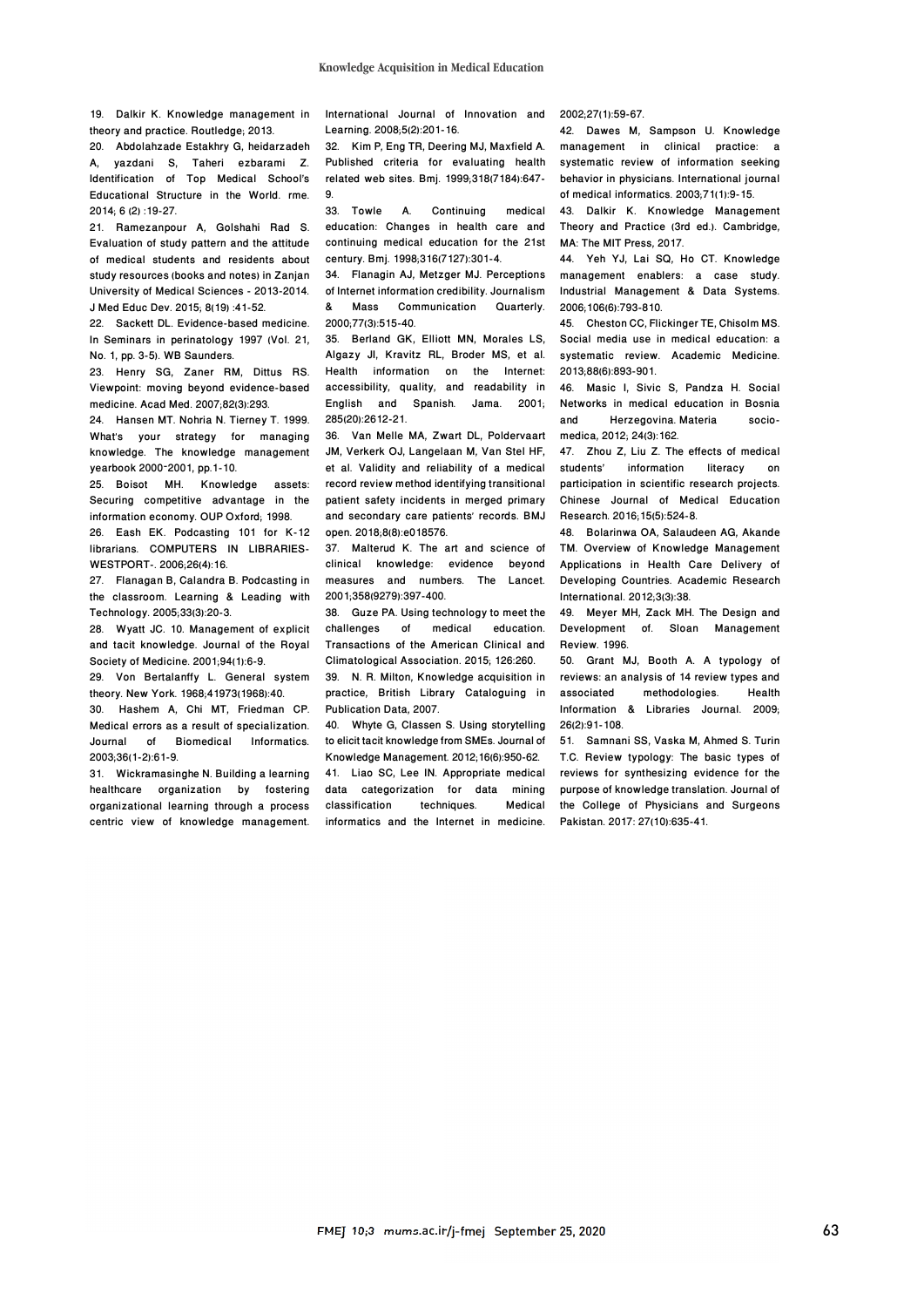19. Dalkir K. Knowledge management in theory and practice. Routledge; 2013.

20. Abdolahzade Estakhry G, heidarzadeh A, yazdani S, Taheri ezbarami Z. Identification of Top Medical School's Educational Structure in the World. rme. 2014; 6 (2) :19-27.

21. Ramezanpour A, Golshahi Rad S. Evaluation of study pattern and the attitude of medical students and residents about study resources (books and notes) in Zanjan University of Medical Sciences - 2013-2014. J Med Educ Dev. 2015; 8(19) :41-52.

22. Sackett DL. Evidence-based medicine. In Seminars in perinatology 1997 (Vol. 21, No. 1, pp. 3-5). WB Saunders.

23. Henry SG, Zaner RM, Dittus RS. Viewpoint: moving beyond evidence-based medicine. Acad Med. 2007;82(3):293.

24. Hansen MT. Nohria N. Tierney T. 1999. What's your strategy for managing knowledge. The knowledge management yearbook 2000-2001, pp.1-10.

25. Boisot MH. Knowledge assets: Securing competitive advantage in the information economy. OUP Oxford; 1998.

26. Eash EK. Podcasting 101 for K-12 librarians. COMPUTERS IN LIBRARIES-WESTPORT-. 2006;26(4):16.

27. Flanagan B, Calandra B. Podcasting in the classroom. Learning & Leading with Technology. 2005;33(3):20-3.

28. Wyatt JC. 10. Management of explicit and tacit knowledge. Journal of the Royal Society of Medicine. 2001;94(1):6-9.

29. Von Bertalanffy L. General system theory. New York. 1968;41973(1968):40.

30. Hashem A, Chi MT, Friedman CP. Medical errors as a result of specialization. Journal of Biomedical Informatics. 2003;36(1-2):61-9.

31. Wickramasinghe N. Building a learning healthcare organization by fostering organizational learning through a process centric view of knowledge management. International Journal of Innovation and Learning. 2008;5(2):201-16.

32. Kim P, Eng TR, Deering MJ, Maxfield A. Published criteria for evaluating health related web sites. Bmj. 1999;318(7184):647-9.

33. Towle A. Continuing medical education: Changes in health care and continuing medical education for the 21st century. Bmj. 1998;316(7127):301-4.

34. Flanagin AJ, Metzger MJ. Perceptions of Internet information credibility. Journalism & Mass Communication Quarterly. 2000;77(3):515-40.

35. Berland GK, Elliott MN, Morales LS, Algazy JI, Kravitz RL, Broder MS, et al. Health information on the Internet: accessibility, quality, and readability in English and Spanish. Jama. 2001; 285(20):2612-21.

36. Van Melle MA, Zwart DL, Poldervaart JM, Verkerk OJ, Langelaan M, Van Stel HF, et al. Validity and reliability of a medical record review method identifying transitional patient safety incidents in merged primary and secondary care patients' records. BMJ open. 2018;8(8):e018576.

37. Malterud K. The art and science of clinical knowledge: evidence beyond measures and numbers. The Lancet. 2001;358(9279):397-400.

38. Guze PA. Using technology to meet the challenges of medical education. Transactions of the American Clinical and Climatological Association. 2015; 126:260.

39. N. R. Milton, Knowledge acquisition in practice, British Library Cataloguing in Publication Data, 2007.

40. Whyte G, Classen S. Using storytelling to elicit tacit knowledge from SMEs. Journal of Knowledge Management. 2012;16(6):950-62.

41. Liao SC, Lee IN. Appropriate medical data categorization for data mining classification techniques. Medical informatics and the Internet in medicine. 2002;27(1):59-67.

42. Dawes M, Sampson U. Knowledge management in clinical practice: a systematic review of information seeking behavior in physicians. International journal of medical informatics. 2003;71(1):9-15.

43. Dalkir K. Knowledge Management Theory and Practice (3rd ed.). Cambridge, MA: The MIT Press, 2017.

44. Yeh YJ, Lai SQ, Ho CT. Knowledge management enablers: a case study. Industrial Management & Data Systems. 2006;106(6):793-810.

45. Cheston CC, Flickinger TE, Chisolm MS. Social media use in medical education: a systematic review. Academic Medicine. 2013;88(6):893-901.

46. Masic I, Sivic S, Pandza H. Social Networks in medical education in Bosnia and Herzegovina. Materia socio-medica, 2012; 24(3):162.

47. Zhou Z, Liu Z. The effects of medical students' information literacy on participation in scientific research projects. Chinese Journal of Medical Education Research. 2016;15(5):524-8.

48. Bolarinwa OA, Salaudeen AG, Akande TM. Overview of Knowledge Management Applications in Health Care Delivery of Developing Countries. Academic Research International. 2012;3(3):38.

49. Meyer MH, Zack MH. The Design and Development of. Sloan Management Review. 1996.

50. Grant MJ, Booth A. A typology of reviews: an analysis of 14 review types and associated methodologies. Health Information & Libraries Journal. 2009; 26(2):91-108.

51. Samnani SS, Vaska M, Ahmed S. Turin T.C. Review typology: The basic types of reviews for synthesizing evidence for the purpose of knowledge translation. Journal of the College of Physicians and Surgeons Pakistan. 2017: 27(10):635-41.